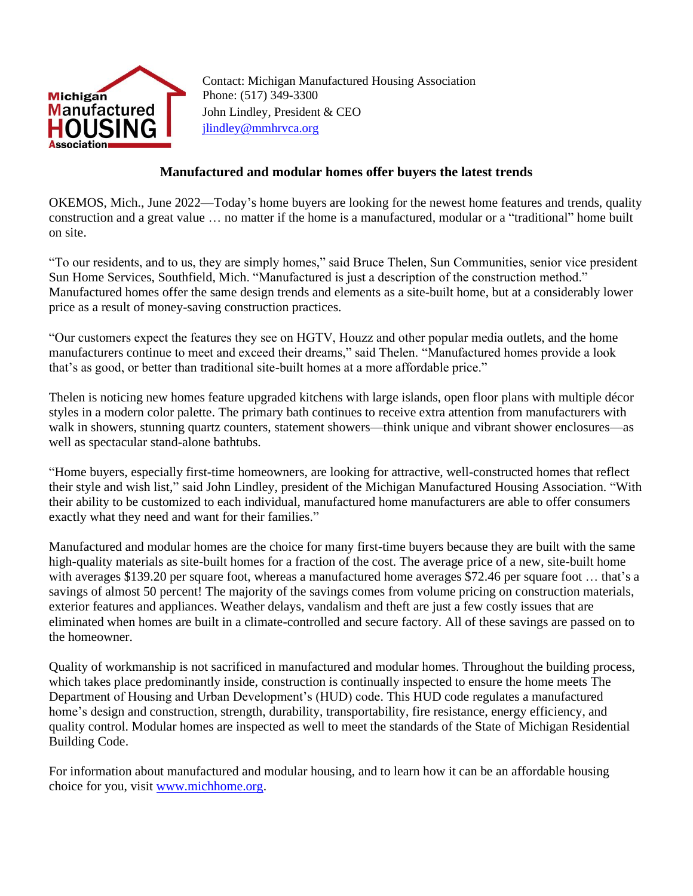Michigan Manufactured HOUSING Association

Contact: Michigan Manufactured Housing Association
Phone: (517) 349-3300
John Lindley, President & CEO
jlindley@mmhrvca.org

## Manufactured and modular homes offer buyers the latest trends

OKEMOS, Mich., June 2022—Today's home buyers are looking for the newest home features and trends, quality construction and a great value … no matter if the home is a manufactured, modular or a "traditional" home built on site.

"To our residents, and to us, they are simply homes," said Bruce Thelen, Sun Communities, senior vice president Sun Home Services, Southfield, Mich. "Manufactured is just a description of the construction method." Manufactured homes offer the same design trends and elements as a site-built home, but at a considerably lower price as a result of money-saving construction practices.

"Our customers expect the features they see on HGTV, Houzz and other popular media outlets, and the home manufacturers continue to meet and exceed their dreams," said Thelen. "Manufactured homes provide a look that's as good, or better than traditional site-built homes at a more affordable price."

Thelen is noticing new homes feature upgraded kitchens with large islands, open floor plans with multiple décor styles in a modern color palette. The primary bath continues to receive extra attention from manufacturers with walk in showers, stunning quartz counters, statement showers—think unique and vibrant shower enclosures—as well as spectacular stand-alone bathtubs.

"Home buyers, especially first-time homeowners, are looking for attractive, well-constructed homes that reflect their style and wish list," said John Lindley, president of the Michigan Manufactured Housing Association. "With their ability to be customized to each individual, manufactured home manufacturers are able to offer consumers exactly what they need and want for their families."

Manufactured and modular homes are the choice for many first-time buyers because they are built with the same high-quality materials as site-built homes for a fraction of the cost. The average price of a new, site-built home with averages $139.20 per square foot, whereas a manufactured home averages $72.46 per square foot … that's a savings of almost 50 percent! The majority of the savings comes from volume pricing on construction materials, exterior features and appliances. Weather delays, vandalism and theft are just a few costly issues that are eliminated when homes are built in a climate-controlled and secure factory. All of these savings are passed on to the homeowner.

Quality of workmanship is not sacrificed in manufactured and modular homes. Throughout the building process, which takes place predominantly inside, construction is continually inspected to ensure the home meets The Department of Housing and Urban Development's (HUD) code. This HUD code regulates a manufactured home's design and construction, strength, durability, transportability, fire resistance, energy efficiency, and quality control. Modular homes are inspected as well to meet the standards of the State of Michigan Residential Building Code.

For information about manufactured and modular housing, and to learn how it can be an affordable housing choice for you, visit www.michhome.org.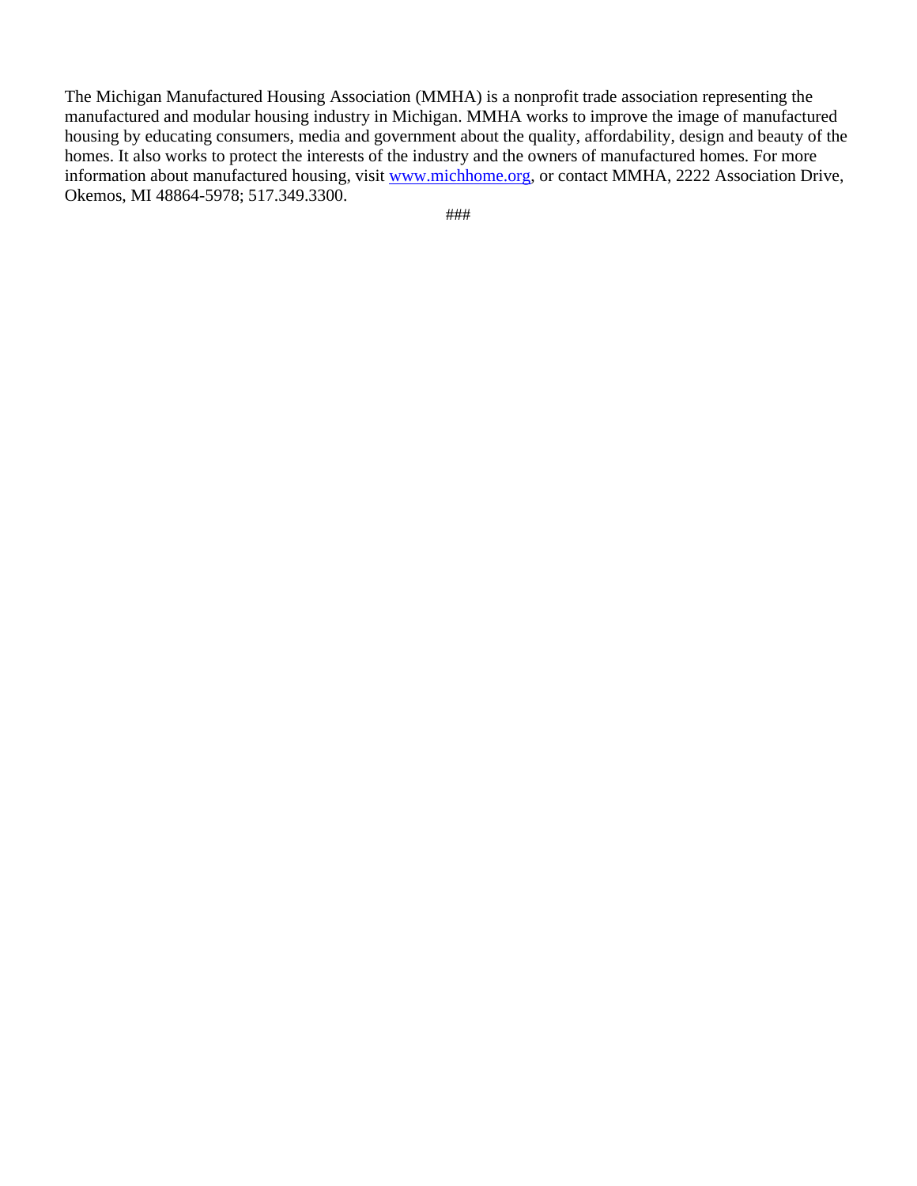The Michigan Manufactured Housing Association (MMHA) is a nonprofit trade association representing the manufactured and modular housing industry in Michigan. MMHA works to improve the image of manufactured housing by educating consumers, media and government about the quality, affordability, design and beauty of the homes. It also works to protect the interests of the industry and the owners of manufactured homes. For more information about manufactured housing, visit [www.michhome.org](http://www.michhome.org), or contact MMHA, 2222 Association Drive, Okemos, MI 48864-5978; 517.349.3300.

###